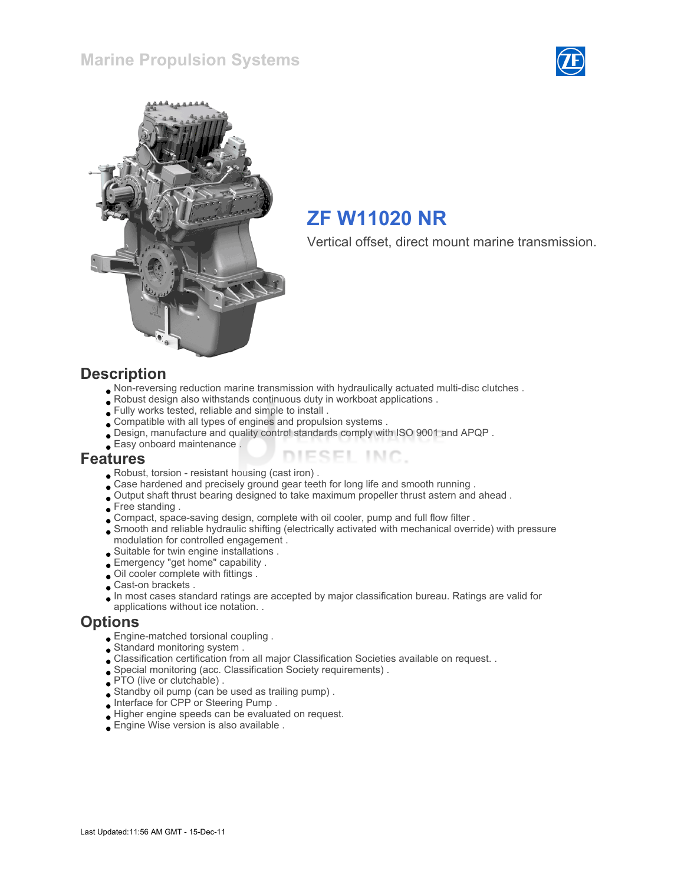# Marine Propulsion Systems

## ZF W11020 NR

Vertical offset, direct mount marine transmission.

## Description

- Non-reversing reduction marine transmission with hydraulically actuated multi-disc clutches .
- Robust design also withstands continuous duty in workboat applications .
- Fully works tested, reliable and simple to install .
- Compatible with all types of engines and propulsion systems .
- Design, manufacture and quality control standards comply with ISO 9001 and APQP .
- Easy onboard maintenance .

## Features

- Robust, torsion - resistant housing (cast iron) .
- Case hardened and precisely ground gear teeth for long life and smooth running .
- Output shaft thrust bearing designed to take maximum propeller thrust astern and ahead .
- Free standing .
- Compact, space-saving design, complete with oil cooler, pump and full flow filter .
- Smooth and reliable hydraulic shifting (electrically activated with mechanical override) with pressure modulation for controlled engagement .
- Suitable for twin engine installations .
- Emergency "get home" capability .
- Oil cooler complete with fittings .
- Cast-on brackets .
- In most cases standard ratings are accepted by major classification bureau. Ratings are valid for applications without ice notation. .

## Options

- Engine-matched torsional coupling .
- Standard monitoring system .
- Classification certification from all major Classification Societies available on request. .
- Special monitoring (acc. Classification Society requirements) .
- PTO (live or clutchable) .
- Standby oil pump (can be used as trailing pump) .
- Interface for CPP or Steering Pump .
- Higher engine speeds can be evaluated on request.
- Engine Wise version is also available .

Last Updated:11:56 AM GMT - 15-Dec-11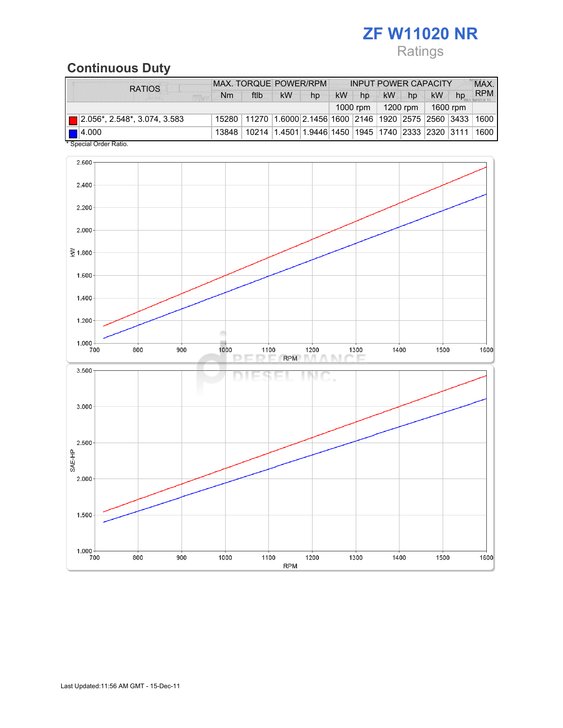# ZF W11020 NR

Ratings

## Continuous Duty

| RATIOS | MAX. TORQUE | | POWER/RPM | | INPUT POWER CAPACITY | | | | | | MAX. RPM |
|---|---|---|---|---|---|---|---|---|---|---|---|
| | Nm | ftlb | kW | hp | kW | hp | kW | hp | kW | hp | |
| | | | | | 1000 rpm | | 1200 rpm | | 1600 rpm | | |
| 2.056*, 2.548*, 3.074, 3.583 | 15280 | 11270 | 1.6000 | 2.1456 | 1600 | 2146 | 1920 | 2575 | 2560 | 3433 | 1600 |
| 4.000 | 13848 | 10214 | 1.4501 | 1.9446 | 1450 | 1945 | 1740 | 2333 | 2320 | 3111 | 1600 |

* Special Order Ratio.

Last Updated:11:56 AM GMT - 15-Dec-11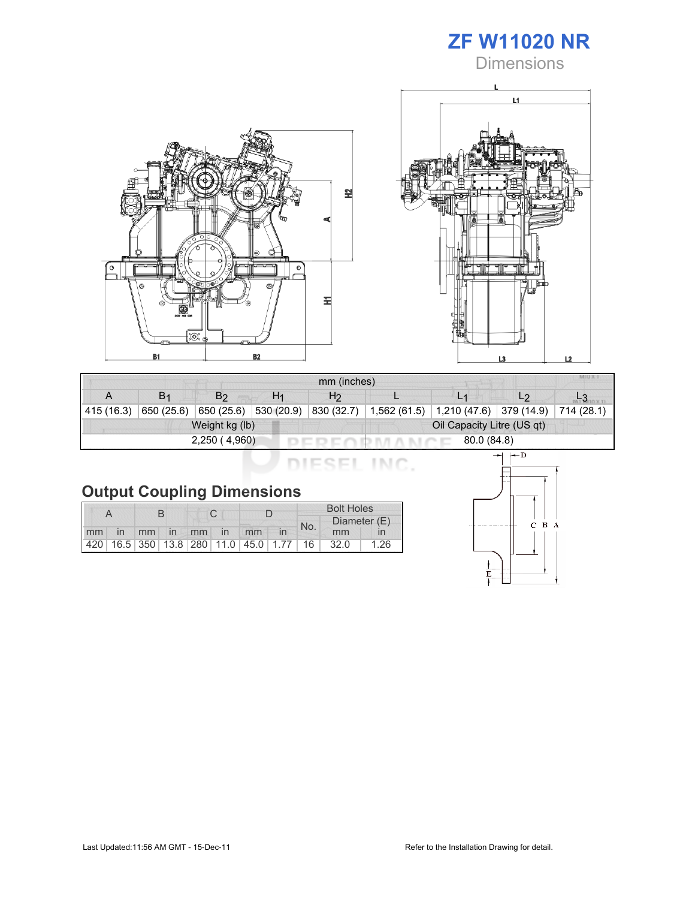# ZF W11020 NR

Dimensions

| mm (inches) | | | | | | | | |
|---|---|---|---|---|---|---|---|---|
| A | $B_1$ | $B_2$ | $H_1$ | $H_2$ | L | $L_1$ | $L_2$ | $L_3$ |
| 415 (16.3) | 650 (25.6) | 650 (25.6) | 530 (20.9) | 830 (32.7) | 1,562 (61.5) | 1,210 (47.6) | 379 (14.9) | 714 (28.1) |
| Weight kg (lb) | | | | | Oil Capacity Litre (US qt) | | | |
| 2,250 ( 4,960) | | | | | 80.0 (84.8) | | | |

## Output Coupling Dimensions

| A | | B | | C | | D | | Bolt Holes | | |
|---|---|---|---|---|---|---|---|---|---|---|
| | | | | | | | | No. | Diameter (E) | |
| mm | in | mm | in | mm | in | mm | in | | mm | in |
| 420 | 16.5 | 350 | 13.8 | 280 | 11.0 | 45.0 | 1.77 | 16 | 32.0 | 1.26 |

Last Updated:11:56 AM GMT - 15-Dec-11

Refer to the Installation Drawing for detail.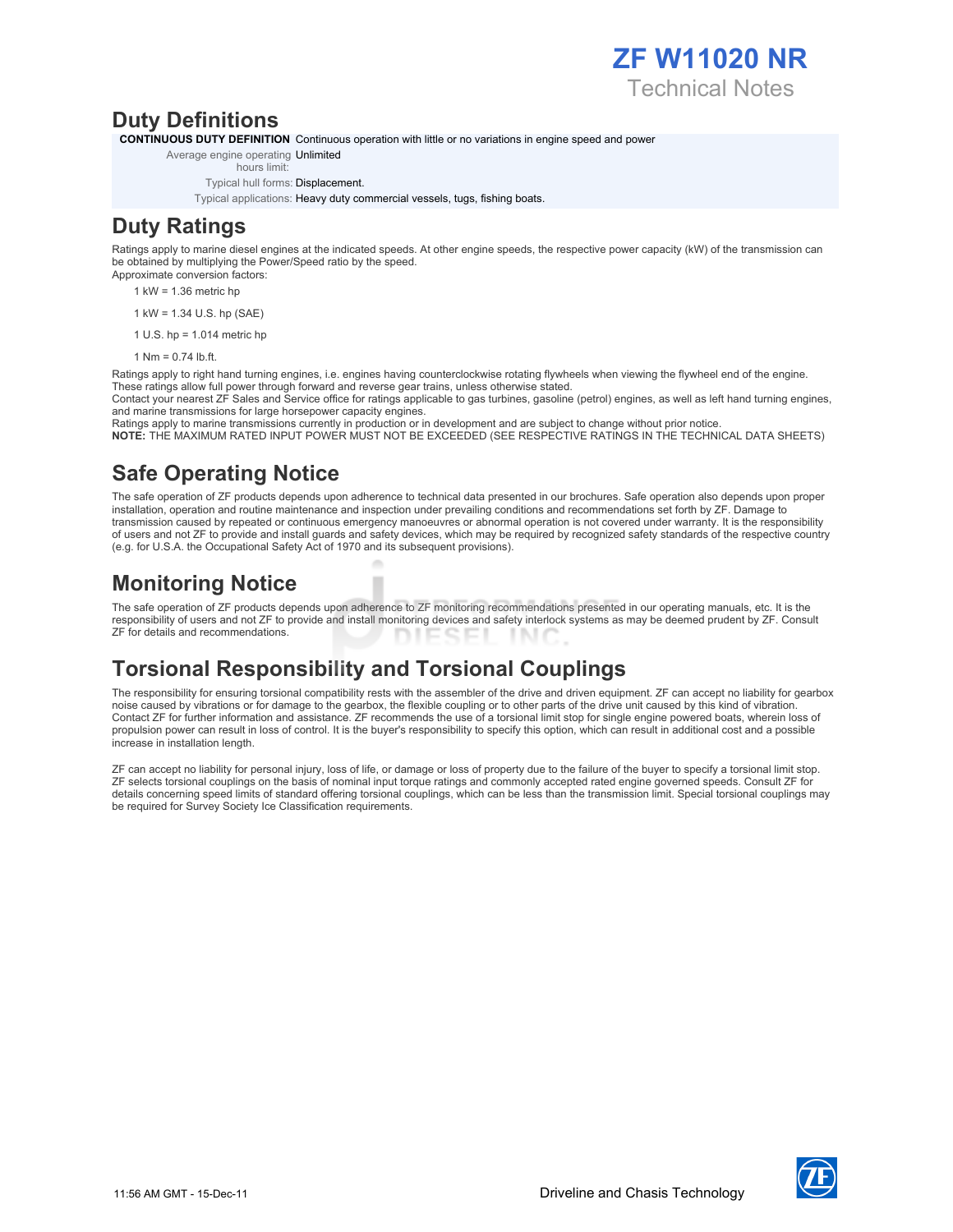# ZF W11020 NR
Technical Notes

## Duty Definitions

| | |
|---|---|
| **CONTINUOUS DUTY DEFINITION** | Continuous operation with little or no variations in engine speed and power |
| Average engine operating hours limit: | Unlimited |
| Typical hull forms: | Displacement. |
| Typical applications: | Heavy duty commercial vessels, tugs, fishing boats. |

## Duty Ratings

Ratings apply to marine diesel engines at the indicated speeds. At other engine speeds, the respective power capacity (kW) of the transmission can be obtained by multiplying the Power/Speed ratio by the speed.
Approximate conversion factors:

1 kW = 1.36 metric hp

1 kW = 1.34 U.S. hp (SAE)

1 U.S. hp = 1.014 metric hp

1 Nm = 0.74 lb.ft.

Ratings apply to right hand turning engines, i.e. engines having counterclockwise rotating flywheels when viewing the flywheel end of the engine. These ratings allow full power through forward and reverse gear trains, unless otherwise stated.
Contact your nearest ZF Sales and Service office for ratings applicable to gas turbines, gasoline (petrol) engines, as well as left hand turning engines, and marine transmissions for large horsepower capacity engines.
Ratings apply to marine transmissions currently in production or in development and are subject to change without prior notice.
**NOTE:** THE MAXIMUM RATED INPUT POWER MUST NOT BE EXCEEDED (SEE RESPECTIVE RATINGS IN THE TECHNICAL DATA SHEETS)

## Safe Operating Notice

The safe operation of ZF products depends upon adherence to technical data presented in our brochures. Safe operation also depends upon proper installation, operation and routine maintenance and inspection under prevailing conditions and recommendations set forth by ZF. Damage to transmission caused by repeated or continuous emergency manoeuvres or abnormal operation is not covered under warranty. It is the responsibility of users and not ZF to provide and install guards and safety devices, which may be required by recognized safety standards of the respective country (e.g. for U.S.A. the Occupational Safety Act of 1970 and its subsequent provisions).

## Monitoring Notice

The safe operation of ZF products depends upon adherence to ZF monitoring recommendations presented in our operating manuals, etc. It is the responsibility of users and not ZF to provide and install monitoring devices and safety interlock systems as may be deemed prudent by ZF. Consult ZF for details and recommendations.

## Torsional Responsibility and Torsional Couplings

The responsibility for ensuring torsional compatibility rests with the assembler of the drive and driven equipment. ZF can accept no liability for gearbox noise caused by vibrations or for damage to the gearbox, the flexible coupling or to other parts of the drive unit caused by this kind of vibration. Contact ZF for further information and assistance. ZF recommends the use of a torsional limit stop for single engine powered boats, wherein loss of propulsion power can result in loss of control. It is the buyer's responsibility to specify this option, which can result in additional cost and a possible increase in installation length.

ZF can accept no liability for personal injury, loss of life, or damage or loss of property due to the failure of the buyer to specify a torsional limit stop. ZF selects torsional couplings on the basis of nominal input torque ratings and commonly accepted rated engine governed speeds. Consult ZF for details concerning speed limits of standard offering torsional couplings, which can be less than the transmission limit. Special torsional couplings may be required for Survey Society Ice Classification requirements.